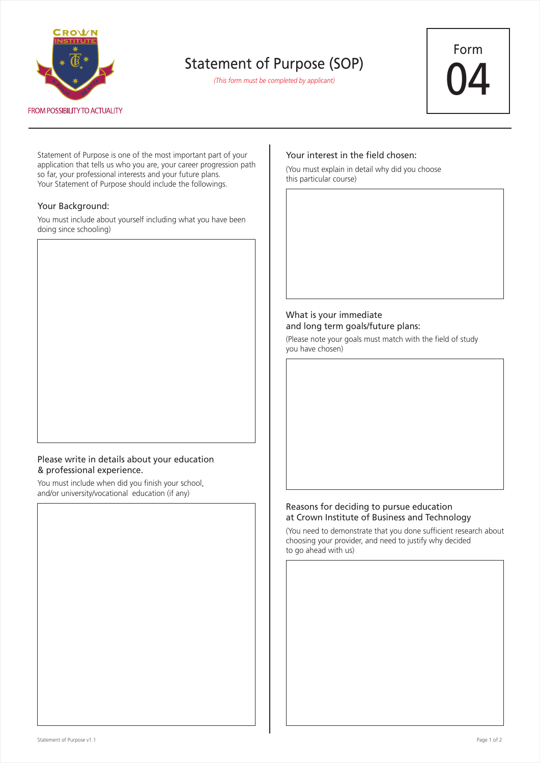CROWN INSTITUTE

FROM POSSIBILITY TO ACTUALITY

# Statement of Purpose (SOP)

*(This form must be completed by applicant)*

Form 04

Statement of Purpose is one of the most important part of your application that tells us who you are, your career progression path so far, your professional interests and your future plans.
Your Statement of Purpose should include the followings.

### Your Background:

You must include about yourself including what you have been doing since schooling)

### Please write in details about your education & professional experience.

You must include when did you finish your school, and/or university/vocational education (if any)

### Your interest in the field chosen:

(You must explain in detail why did you choose this particular course)

### What is your immediate and long term goals/future plans:

(Please note your goals must match with the field of study you have chosen)

### Reasons for deciding to pursue education at Crown Institute of Business and Technology

(You need to demonstrate that you done sufficient research about choosing your provider, and need to justify why decided to go ahead with us)

Statement of Purpose v1.1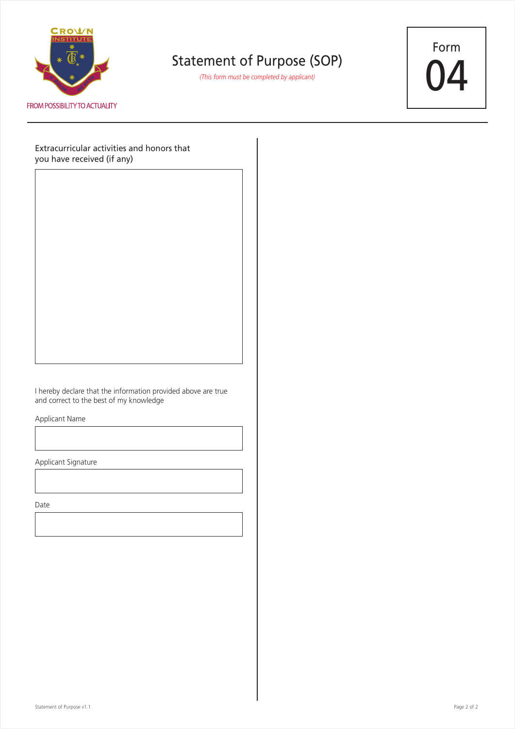FROM POSSIBILITY TO ACTUALITY

# Statement of Purpose (SOP)

*(This form must be completed by applicant)*

Form 04

Extracurricular activities and honors that you have received (if any)

I hereby declare that the information provided above are true and correct to the best of my knowledge

Applicant Name

Applicant Signature

Date